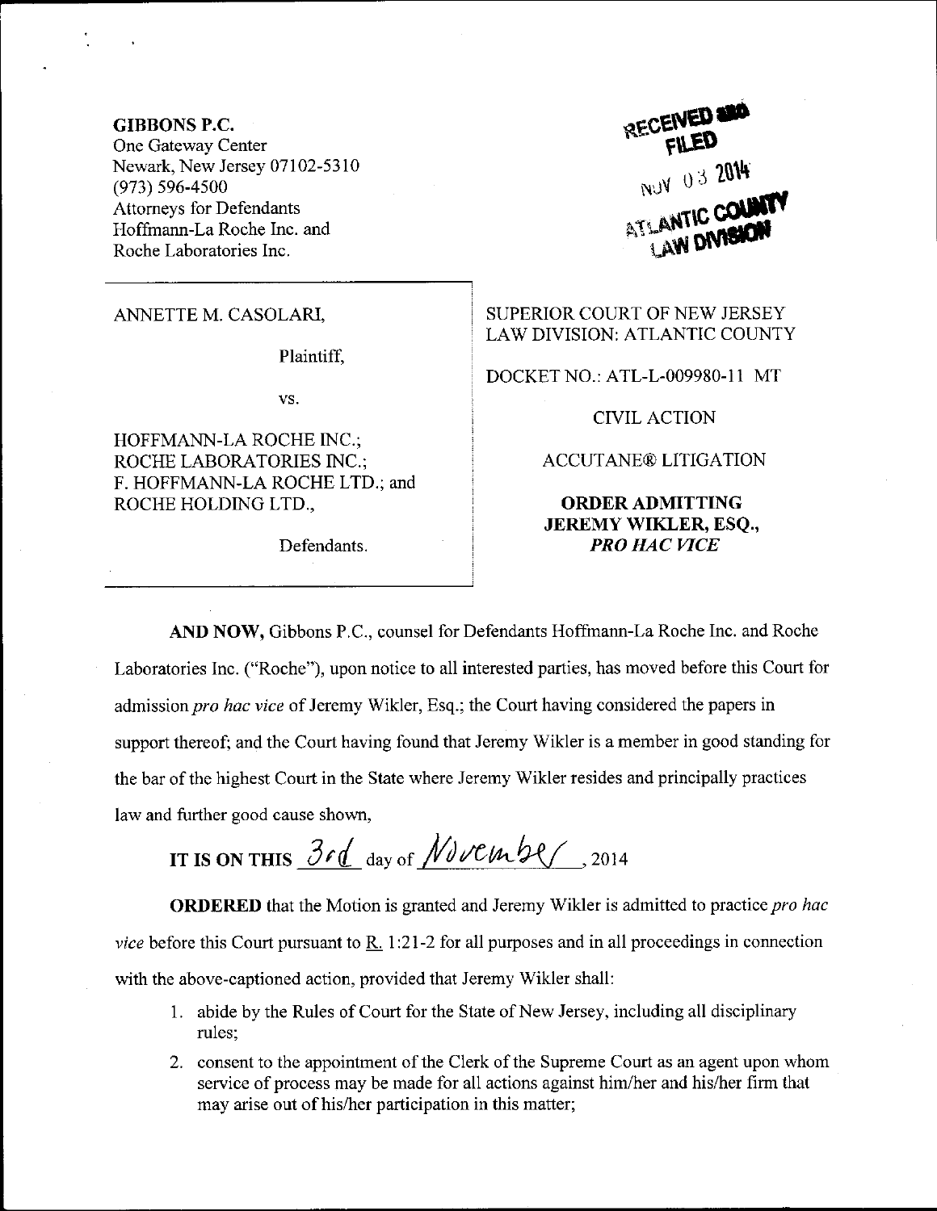**GIBBONS P.C.**
One Gateway Center
Newark, New Jersey 07102-5310
(973) 596-4500
Attorneys for Defendants
Hoffmann-La Roche Inc. and
Roche Laboratories Inc.

RECEIVED AND FILED
NOV 03 2014
ATLANTIC COUNTY LAW DIVISION

ANNETTE M. CASOLARI,

Plaintiff,

vs.

HOFFMANN-LA ROCHE INC.; ROCHE LABORATORIES INC.; F. HOFFMANN-LA ROCHE LTD.; and ROCHE HOLDING LTD.,

Defendants.

SUPERIOR COURT OF NEW JERSEY
LAW DIVISION: ATLANTIC COUNTY

DOCKET NO.: ATL-L-009980-11 MT

CIVIL ACTION

ACCUTANE® LITIGATION

**ORDER ADMITTING JEREMY WIKLER, ESQ., *PRO HAC VICE***

**AND NOW,** Gibbons P.C., counsel for Defendants Hoffmann-La Roche Inc. and Roche Laboratories Inc. ("Roche"), upon notice to all interested parties, has moved before this Court for admission *pro hac vice* of Jeremy Wikler, Esq.; the Court having considered the papers in support thereof; and the Court having found that Jeremy Wikler is a member in good standing for the bar of the highest Court in the State where Jeremy Wikler resides and principally practices law and further good cause shown,

**IT IS ON THIS** 3rd day of November, 2014

**ORDERED** that the Motion is granted and Jeremy Wikler is admitted to practice *pro hac vice* before this Court pursuant to R. 1:21-2 for all purposes and in all proceedings in connection with the above-captioned action, provided that Jeremy Wikler shall:

1. abide by the Rules of Court for the State of New Jersey, including all disciplinary rules;
2. consent to the appointment of the Clerk of the Supreme Court as an agent upon whom service of process may be made for all actions against him/her and his/her firm that may arise out of his/her participation in this matter;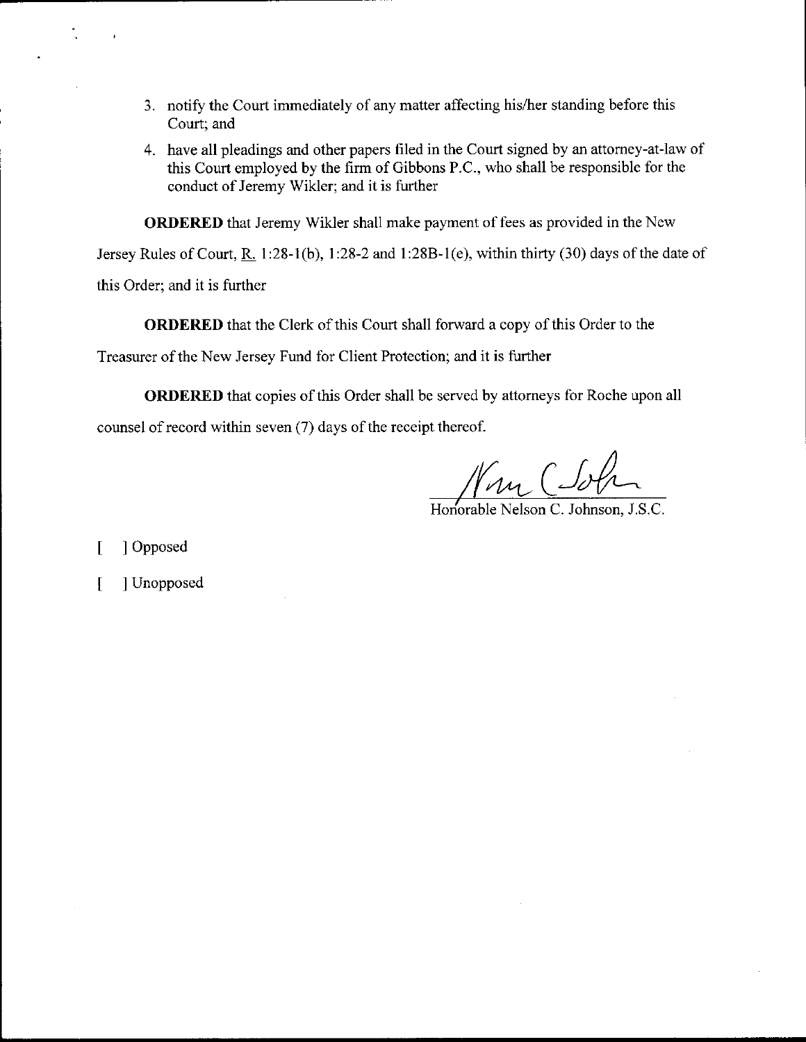3. notify the Court immediately of any matter affecting his/her standing before this Court; and
4. have all pleadings and other papers filed in the Court signed by an attorney-at-law of this Court employed by the firm of Gibbons P.C., who shall be responsible for the conduct of Jeremy Wikler; and it is further

**ORDERED** that Jeremy Wikler shall make payment of fees as provided in the New Jersey Rules of Court, R. 1:28-1(b), 1:28-2 and 1:28B-1(e), within thirty (30) days of the date of this Order; and it is further

**ORDERED** that the Clerk of this Court shall forward a copy of this Order to the Treasurer of the New Jersey Fund for Client Protection; and it is further

**ORDERED** that copies of this Order shall be served by attorneys for Roche upon all counsel of record within seven (7) days of the receipt thereof.

Honorable Nelson C. Johnson, J.S.C.

[ ] Opposed

[ ] Unopposed